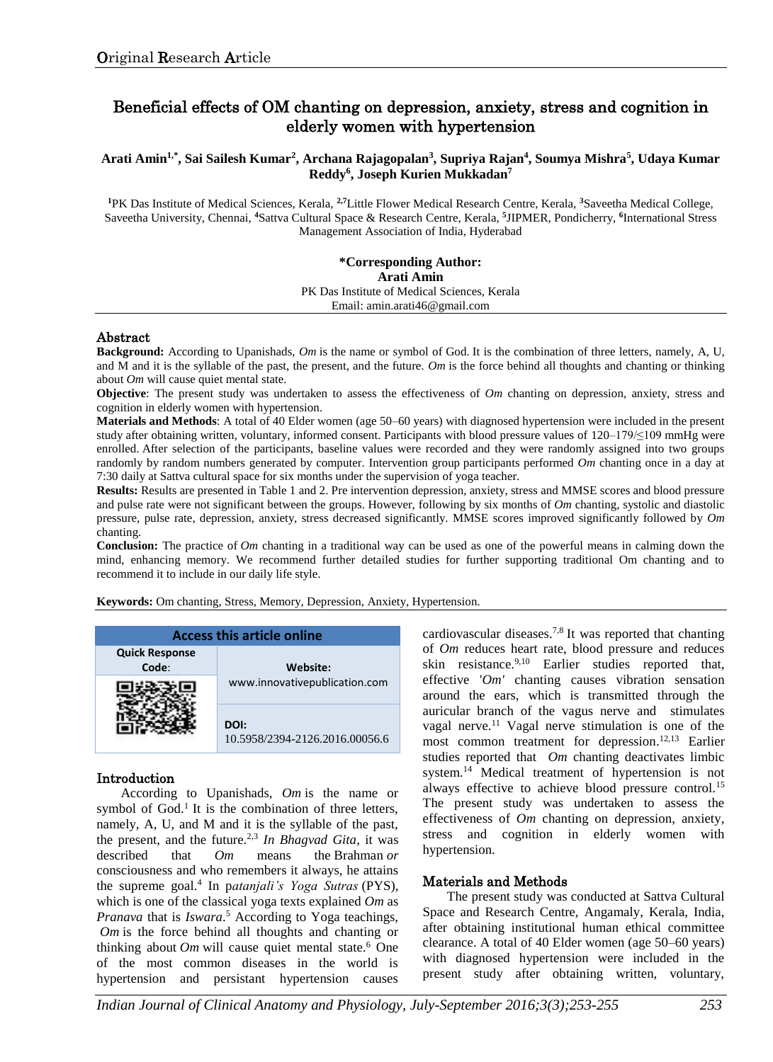Original Research Article

# Beneficial effects of OM chanting on depression, anxiety, stress and cognition in elderly women with hypertension

**Arati Amin[1,*], Sai Sailesh Kumar[2], Archana Rajagopalan[3], Supriya Rajan[4], Soumya Mishra[5], Udaya Kumar Reddy[6], Joseph Kurien Mukkadan[7]**

[1]PK Das Institute of Medical Sciences, Kerala, [2,7]Little Flower Medical Research Centre, Kerala, [3]Saveetha Medical College, Saveetha University, Chennai, [4]Sattva Cultural Space & Research Centre, Kerala, [5]JIPMER, Pondicherry, [6]International Stress Management Association of India, Hyderabad

**\*Corresponding Author:**
**Arati Amin**
PK Das Institute of Medical Sciences, Kerala
Email: amin.arati46@gmail.com

## Abstract

**Background:** According to Upanishads, *Om* is the name or symbol of God. It is the combination of three letters, namely, A, U, and M and it is the syllable of the past, the present, and the future. *Om* is the force behind all thoughts and chanting or thinking about *Om* will cause quiet mental state.

**Objective**: The present study was undertaken to assess the effectiveness of *Om* chanting on depression, anxiety, stress and cognition in elderly women with hypertension.

**Materials and Methods**: A total of 40 Elder women (age 50–60 years) with diagnosed hypertension were included in the present study after obtaining written, voluntary, informed consent. Participants with blood pressure values of 120–179/≤109 mmHg were enrolled. After selection of the participants, baseline values were recorded and they were randomly assigned into two groups randomly by random numbers generated by computer. Intervention group participants performed *Om* chanting once in a day at 7:30 daily at Sattva cultural space for six months under the supervision of yoga teacher.

**Results:** Results are presented in Table 1 and 2. Pre intervention depression, anxiety, stress and MMSE scores and blood pressure and pulse rate were not significant between the groups. However, following by six months of *Om* chanting, systolic and diastolic pressure, pulse rate, depression, anxiety, stress decreased significantly. MMSE scores improved significantly followed by *Om* chanting.

**Conclusion:** The practice of *Om* chanting in a traditional way can be used as one of the powerful means in calming down the mind, enhancing memory. We recommend further detailed studies for further supporting traditional Om chanting and to recommend it to include in our daily life style.

**Keywords:** Om chanting, Stress, Memory, Depression, Anxiety, Hypertension.

| Access this article online | |
|---|---|
| Quick Response Code: | Website: www.innovativepublication.com |
| | DOI: 10.5958/2394-2126.2016.00056.6 |

## Introduction

According to Upanishads, *Om* is the name or symbol of God.[1] It is the combination of three letters, namely, A, U, and M and it is the syllable of the past, the present, and the future.[2,3] *In Bhagvad Gita*, it was described that *Om* means the Brahman *or* consciousness and who remembers it always, he attains the supreme goal.[4] In *patanjali's Yoga Sutras* (PYS), which is one of the classical yoga texts explained *Om* as *Pranava* that is *Iswara*.[5] According to Yoga teachings, *Om* is the force behind all thoughts and chanting or thinking about *Om* will cause quiet mental state.[6] One of the most common diseases in the world is hypertension and persistant hypertension causes cardiovascular diseases.[7,8] It was reported that chanting of *Om* reduces heart rate, blood pressure and reduces skin resistance.[9,10] Earlier studies reported that, effective *'Om'* chanting causes vibration sensation around the ears, which is transmitted through the auricular branch of the vagus nerve and stimulates vagal nerve.[11] Vagal nerve stimulation is one of the most common treatment for depression.[12,13] Earlier studies reported that *Om* chanting deactivates limbic system.[14] Medical treatment of hypertension is not always effective to achieve blood pressure control.[15] The present study was undertaken to assess the effectiveness of *Om* chanting on depression, anxiety, stress and cognition in elderly women with hypertension.

## Materials and Methods

The present study was conducted at Sattva Cultural Space and Research Centre, Angamaly, Kerala, India, after obtaining institutional human ethical committee clearance. A total of 40 Elder women (age 50–60 years) with diagnosed hypertension were included in the present study after obtaining written, voluntary,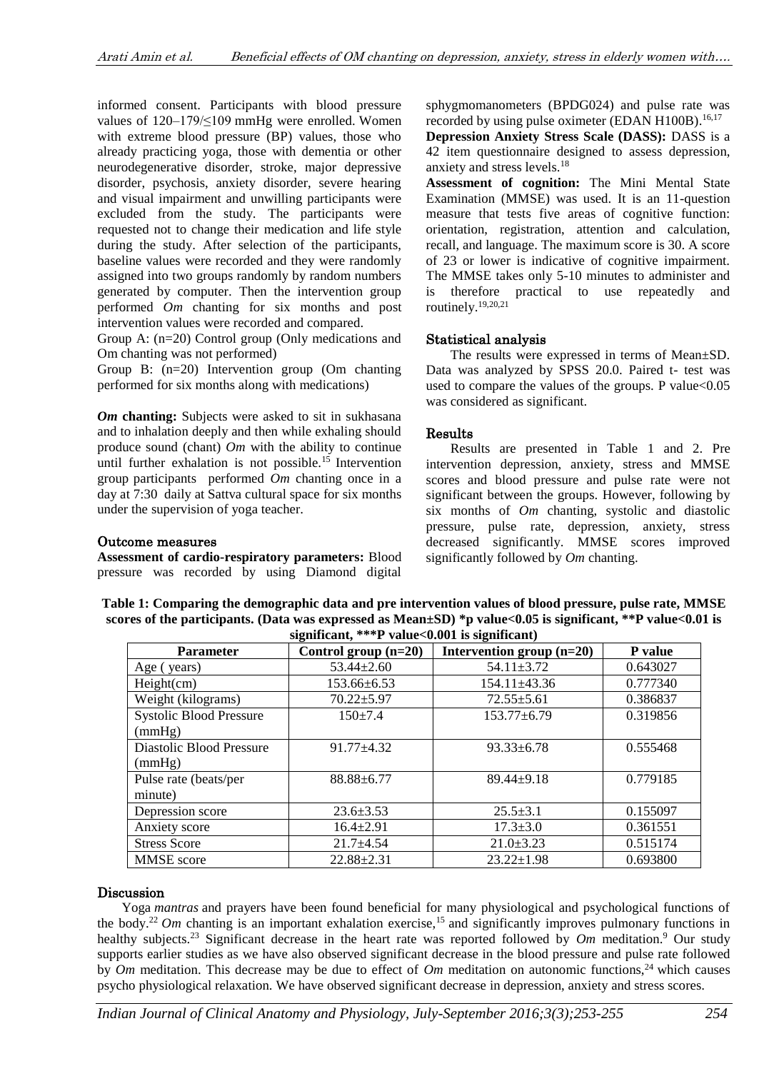informed consent. Participants with blood pressure values of 120–179/≤109 mmHg were enrolled. Women with extreme blood pressure (BP) values, those who already practicing yoga, those with dementia or other neurodegenerative disorder, stroke, major depressive disorder, psychosis, anxiety disorder, severe hearing and visual impairment and unwilling participants were excluded from the study. The participants were requested not to change their medication and life style during the study. After selection of the participants, baseline values were recorded and they were randomly assigned into two groups randomly by random numbers generated by computer. Then the intervention group performed *Om* chanting for six months and post intervention values were recorded and compared.

Group A: (n=20) Control group (Only medications and Om chanting was not performed)

Group B: (n=20) Intervention group (Om chanting performed for six months along with medications)

***Om* chanting:** Subjects were asked to sit in sukhasana and to inhalation deeply and then while exhaling should produce sound (chant) *Om* with the ability to continue until further exhalation is not possible.[15] Intervention group participants performed *Om* chanting once in a day at 7:30 daily at Sattva cultural space for six months under the supervision of yoga teacher.

## Outcome measures

**Assessment of cardio-respiratory parameters:** Blood pressure was recorded by using Diamond digital sphygmomanometers (BPDG024) and pulse rate was recorded by using pulse oximeter (EDAN H100B).[16,17]

**Depression Anxiety Stress Scale (DASS):** DASS is a 42 item questionnaire designed to assess depression, anxiety and stress levels.[18]

**Assessment of cognition:** The Mini Mental State Examination (MMSE) was used. It is an 11-question measure that tests five areas of cognitive function: orientation, registration, attention and calculation, recall, and language. The maximum score is 30. A score of 23 or lower is indicative of cognitive impairment. The MMSE takes only 5-10 minutes to administer and is therefore practical to use repeatedly and routinely.[19,20,21]

## Statistical analysis

The results were expressed in terms of Mean±SD. Data was analyzed by SPSS 20.0. Paired t- test was used to compare the values of the groups. P value<0.05 was considered as significant.

## Results

Results are presented in Table 1 and 2. Pre intervention depression, anxiety, stress and MMSE scores and blood pressure and pulse rate were not significant between the groups. However, following by six months of *Om* chanting, systolic and diastolic pressure, pulse rate, depression, anxiety, stress decreased significantly. MMSE scores improved significantly followed by *Om* chanting.

**Table 1: Comparing the demographic data and pre intervention values of blood pressure, pulse rate, MMSE scores of the participants. (Data was expressed as Mean±SD) *p value<0.05 is significant, **P value<0.01 is significant, ***P value<0.001 is significant)**

| Parameter | Control group (n=20) | Intervention group (n=20) | P value |
|---|---|---|---|
| Age ( years) | 53.44±2.60 | 54.11±3.72 | 0.643027 |
| Height(cm) | 153.66±6.53 | 154.11±43.36 | 0.777340 |
| Weight (kilograms) | 70.22±5.97 | 72.55±5.61 | 0.386837 |
| Systolic Blood Pressure (mmHg) | 150±7.4 | 153.77±6.79 | 0.319856 |
| Diastolic Blood Pressure (mmHg) | 91.77±4.32 | 93.33±6.78 | 0.555468 |
| Pulse rate (beats/per minute) | 88.88±6.77 | 89.44±9.18 | 0.779185 |
| Depression score | 23.6±3.53 | 25.5±3.1 | 0.155097 |
| Anxiety score | 16.4±2.91 | 17.3±3.0 | 0.361551 |
| Stress Score | 21.7±4.54 | 21.0±3.23 | 0.515174 |
| MMSE score | 22.88±2.31 | 23.22±1.98 | 0.693800 |

## Discussion

Yoga *mantras* and prayers have been found beneficial for many physiological and psychological functions of the body.[22] *Om* chanting is an important exhalation exercise,[15] and significantly improves pulmonary functions in healthy subjects.[23] Significant decrease in the heart rate was reported followed by *Om* meditation.[9] Our study supports earlier studies as we have also observed significant decrease in the blood pressure and pulse rate followed by *Om* meditation. This decrease may be due to effect of *Om* meditation on autonomic functions,[24] which causes psycho physiological relaxation. We have observed significant decrease in depression, anxiety and stress scores.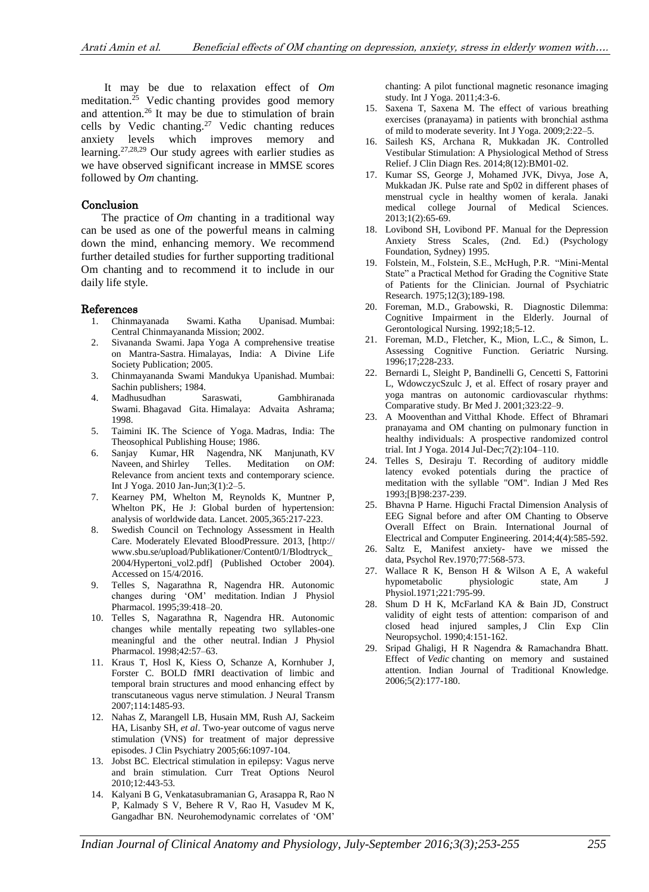It may be due to relaxation effect of *Om* meditation.[25] Vedic chanting provides good memory and attention.[26] It may be due to stimulation of brain cells by Vedic chanting.[27] Vedic chanting reduces anxiety levels which improves memory and learning.[27,28,29] Our study agrees with earlier studies as we have observed significant increase in MMSE scores followed by *Om* chanting.

## Conclusion

The practice of *Om* chanting in a traditional way can be used as one of the powerful means in calming down the mind, enhancing memory. We recommend further detailed studies for further supporting traditional Om chanting and to recommend it to include in our daily life style.

## References

1. Chinmayanada Swami. Katha Upanisad. Mumbai: Central Chinmayananda Mission; 2002.
2. Sivananda Swami. Japa Yoga A comprehensive treatise on Mantra-Sastra. Himalayas, India: A Divine Life Society Publication; 2005.
3. Chinmayananda Swami Mandukya Upanishad. Mumbai: Sachin publishers; 1984.
4. Madhusudhan Saraswati, Gambhiranada Swami. Bhagavad Gita. Himalaya: Advaita Ashrama; 1998.
5. Taimini IK. The Science of Yoga. Madras, India: The Theosophical Publishing House; 1986.
6. Sanjay Kumar, HR Nagendra, NK Manjunath, KV Naveen, and Shirley Telles. Meditation on *OM*: Relevance from ancient texts and contemporary science. Int J Yoga. 2010 Jan-Jun;3(1):2–5.
7. Kearney PM, Whelton M, Reynolds K, Muntner P, Whelton PK, He J: Global burden of hypertension: analysis of worldwide data. Lancet. 2005,365:217-223.
8. Swedish Council on Technology Assessment in Health Care. Moderately Elevated BloodPressure. 2013, [http:// www.sbu.se/upload/Publikationer/Content0/1/Blodtryck_ 2004/Hypertoni_vol2.pdf] (Published October 2004). Accessed on 15/4/2016.
9. Telles S, Nagarathna R, Nagendra HR. Autonomic changes during 'OM' meditation. Indian J Physiol Pharmacol. 1995;39:418–20.
10. Telles S, Nagarathna R, Nagendra HR. Autonomic changes while mentally repeating two syllables-one meaningful and the other neutral. Indian J Physiol Pharmacol. 1998;42:57–63.
11. Kraus T, Hosl K, Kiess O, Schanze A, Kornhuber J, Forster C. BOLD fMRI deactivation of limbic and temporal brain structures and mood enhancing effect by transcutaneous vagus nerve stimulation. J Neural Transm 2007;114:1485-93.
12. Nahas Z, Marangell LB, Husain MM, Rush AJ, Sackeim HA, Lisanby SH, *et al*. Two-year outcome of vagus nerve stimulation (VNS) for treatment of major depressive episodes. J Clin Psychiatry 2005;66:1097-104.
13. Jobst BC. Electrical stimulation in epilepsy: Vagus nerve and brain stimulation. Curr Treat Options Neurol 2010;12:443-53.
14. Kalyani B G, Venkatasubramanian G, Arasappa R, Rao N P, Kalmady S V, Behere R V, Rao H, Vasudev M K, Gangadhar BN. Neurohemodynamic correlates of 'OM' chanting: A pilot functional magnetic resonance imaging study. Int J Yoga. 2011;4:3-6.
15. Saxena T, Saxena M. The effect of various breathing exercises (pranayama) in patients with bronchial asthma of mild to moderate severity. Int J Yoga. 2009;2:22–5.
16. Sailesh KS, Archana R, Mukkadan JK. Controlled Vestibular Stimulation: A Physiological Method of Stress Relief. J Clin Diagn Res. 2014;8(12):BM01-02.
17. Kumar SS, George J, Mohamed JVK, Divya, Jose A, Mukkadan JK. Pulse rate and Sp02 in different phases of menstrual cycle in healthy women of kerala. Janaki medical college Journal of Medical Sciences. 2013;1(2):65-69.
18. Lovibond SH, Lovibond PF. Manual for the Depression Anxiety Stress Scales, (2nd. Ed.) (Psychology Foundation, Sydney) 1995.
19. Folstein, M., Folstein, S.E., McHugh, P.R. "Mini-Mental State" a Practical Method for Grading the Cognitive State of Patients for the Clinician. Journal of Psychiatric Research. 1975;12(3);189-198.
20. Foreman, M.D., Grabowski, R. Diagnostic Dilemma: Cognitive Impairment in the Elderly. Journal of Gerontological Nursing. 1992;18;5-12.
21. Foreman, M.D., Fletcher, K., Mion, L.C., & Simon, L. Assessing Cognitive Function. Geriatric Nursing. 1996;17;228-233.
22. Bernardi L, Sleight P, Bandinelli G, Cencetti S, Fattorini L, WdowczycSzulc J, et al. Effect of rosary prayer and yoga mantras on autonomic cardiovascular rhythms: Comparative study. Br Med J. 2001;323:22–9.
23. A Mooventhan and Vitthal Khode. Effect of Bhramari pranayama and OM chanting on pulmonary function in healthy individuals: A prospective randomized control trial. Int J Yoga. 2014 Jul-Dec;7(2):104–110.
24. Telles S, Desiraju T. Recording of auditory middle latency evoked potentials during the practice of meditation with the syllable "OM". Indian J Med Res 1993;[B]98:237-239.
25. Bhavna P Harne. Higuchi Fractal Dimension Analysis of EEG Signal before and after OM Chanting to Observe Overall Effect on Brain. International Journal of Electrical and Computer Engineering. 2014;4(4):585-592.
26. Saltz E, Manifest anxiety- have we missed the data, Psychol Rev.1970;77:568-573.
27. Wallace R K, Benson H & Wilson A E, A wakeful hypometabolic physiologic state, Am J Physiol.1971;221:795-99.
28. Shum D H K, McFarland KA & Bain JD, Construct validity of eight tests of attention: comparison of and closed head injured samples, J Clin Exp Clin Neuropsychol. 1990;4:151-162.
29. Sripad Ghaligi, H R Nagendra & Ramachandra Bhatt. Effect of *Vedic* chanting on memory and sustained attention. Indian Journal of Traditional Knowledge. 2006;5(2):177-180.